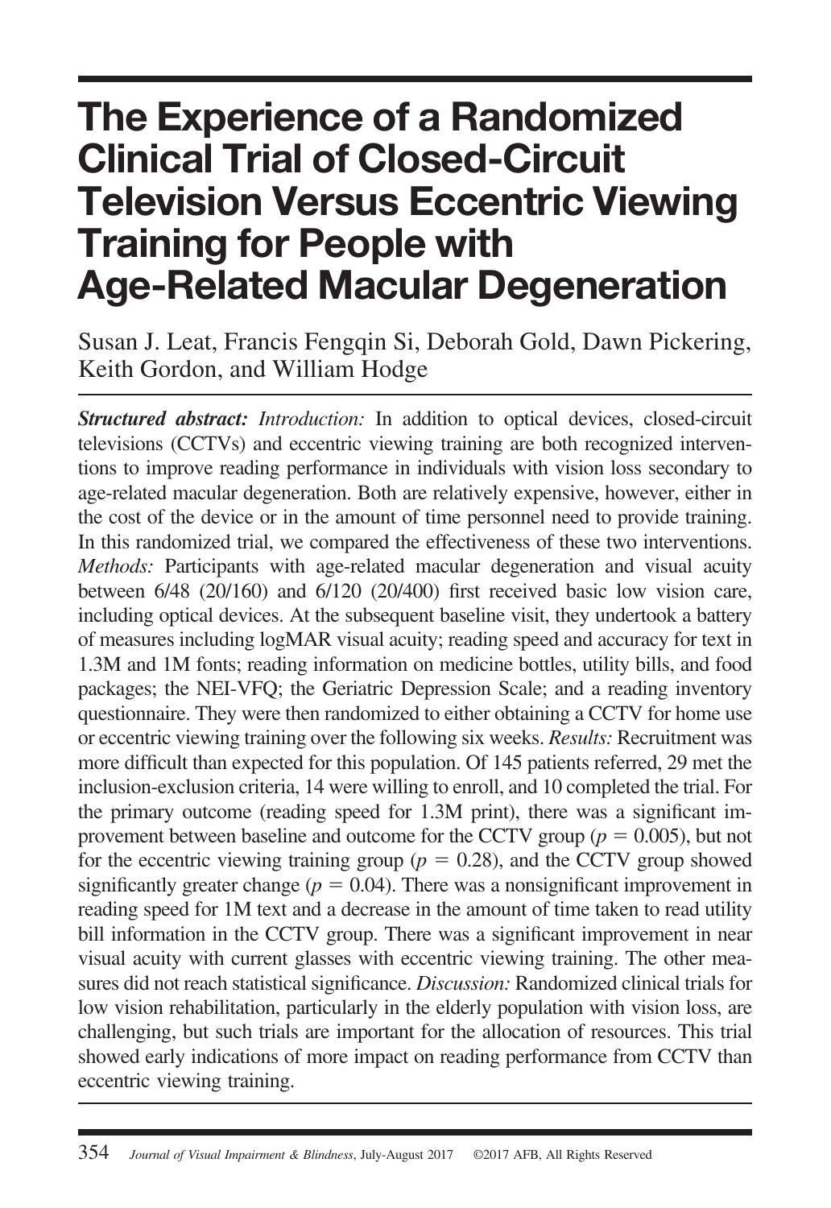# The Experience of a Randomized Clinical Trial of Closed-Circuit Television Versus Eccentric Viewing Training for People with Age-Related Macular Degeneration

Susan J. Leat, Francis Fengqin Si, Deborah Gold, Dawn Pickering, Keith Gordon, and William Hodge

***Structured abstract:*** *Introduction:* In addition to optical devices, closed-circuit televisions (CCTVs) and eccentric viewing training are both recognized interventions to improve reading performance in individuals with vision loss secondary to age-related macular degeneration. Both are relatively expensive, however, either in the cost of the device or in the amount of time personnel need to provide training. In this randomized trial, we compared the effectiveness of these two interventions. *Methods:* Participants with age-related macular degeneration and visual acuity between 6/48 (20/160) and 6/120 (20/400) first received basic low vision care, including optical devices. At the subsequent baseline visit, they undertook a battery of measures including logMAR visual acuity; reading speed and accuracy for text in 1.3M and 1M fonts; reading information on medicine bottles, utility bills, and food packages; the NEI-VFQ; the Geriatric Depression Scale; and a reading inventory questionnaire. They were then randomized to either obtaining a CCTV for home use or eccentric viewing training over the following six weeks. *Results:* Recruitment was more difficult than expected for this population. Of 145 patients referred, 29 met the inclusion-exclusion criteria, 14 were willing to enroll, and 10 completed the trial. For the primary outcome (reading speed for 1.3M print), there was a significant improvement between baseline and outcome for the CCTV group ($p = 0.005$), but not for the eccentric viewing training group ($p = 0.28$), and the CCTV group showed significantly greater change ($p = 0.04$). There was a nonsignificant improvement in reading speed for 1M text and a decrease in the amount of time taken to read utility bill information in the CCTV group. There was a significant improvement in near visual acuity with current glasses with eccentric viewing training. The other measures did not reach statistical significance. *Discussion:* Randomized clinical trials for low vision rehabilitation, particularly in the elderly population with vision loss, are challenging, but such trials are important for the allocation of resources. This trial showed early indications of more impact on reading performance from CCTV than eccentric viewing training.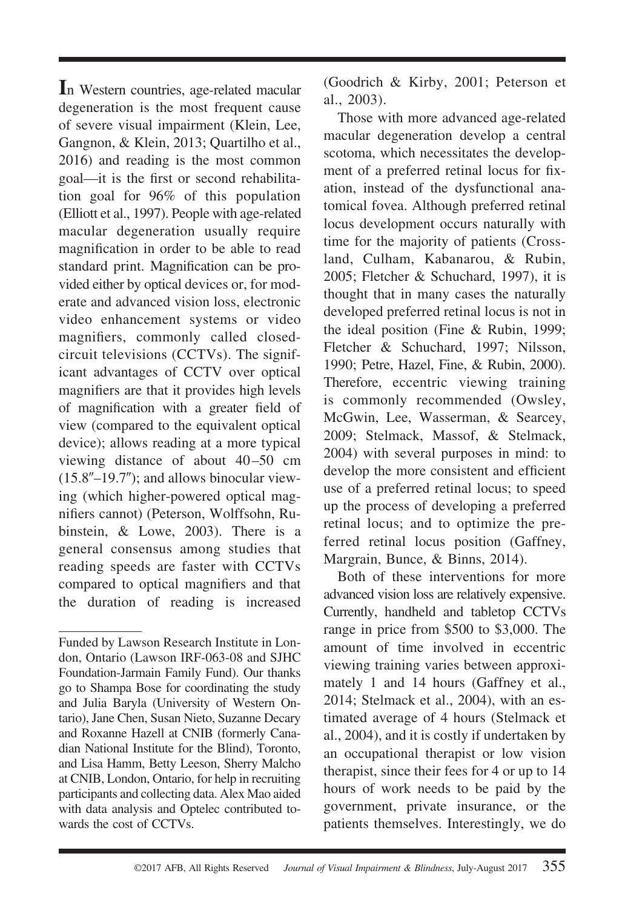In Western countries, age-related macular degeneration is the most frequent cause of severe visual impairment (Klein, Lee, Gangnon, & Klein, 2013; Quartilho et al., 2016) and reading is the most common goal—it is the first or second rehabilitation goal for 96% of this population (Elliott et al., 1997). People with age-related macular degeneration usually require magnification in order to be able to read standard print. Magnification can be provided either by optical devices or, for moderate and advanced vision loss, electronic video enhancement systems or video magnifiers, commonly called closed-circuit televisions (CCTVs). The significant advantages of CCTV over optical magnifiers are that it provides high levels of magnification with a greater field of view (compared to the equivalent optical device); allows reading at a more typical viewing distance of about 40–50 cm (15.8″–19.7″); and allows binocular viewing (which higher-powered optical magnifiers cannot) (Peterson, Wolffsohn, Rubinstein, & Lowe, 2003). There is a general consensus among studies that reading speeds are faster with CCTVs compared to optical magnifiers and that the duration of reading is increased (Goodrich & Kirby, 2001; Peterson et al., 2003).

Those with more advanced age-related macular degeneration develop a central scotoma, which necessitates the development of a preferred retinal locus for fixation, instead of the dysfunctional anatomical fovea. Although preferred retinal locus development occurs naturally with time for the majority of patients (Crossland, Culham, Kabanarou, & Rubin, 2005; Fletcher & Schuchard, 1997), it is thought that in many cases the naturally developed preferred retinal locus is not in the ideal position (Fine & Rubin, 1999; Fletcher & Schuchard, 1997; Nilsson, 1990; Petre, Hazel, Fine, & Rubin, 2000). Therefore, eccentric viewing training is commonly recommended (Owsley, McGwin, Lee, Wasserman, & Searcey, 2009; Stelmack, Massof, & Stelmack, 2004) with several purposes in mind: to develop the more consistent and efficient use of a preferred retinal locus; to speed up the process of developing a preferred retinal locus; and to optimize the preferred retinal locus position (Gaffney, Margrain, Bunce, & Binns, 2014).

Both of these interventions for more advanced vision loss are relatively expensive. Currently, handheld and tabletop CCTVs range in price from \$500 to \$3,000. The amount of time involved in eccentric viewing training varies between approximately 1 and 14 hours (Gaffney et al., 2014; Stelmack et al., 2004), with an estimated average of 4 hours (Stelmack et al., 2004), and it is costly if undertaken by an occupational therapist or low vision therapist, since their fees for 4 or up to 14 hours of work needs to be paid by the government, private insurance, or the patients themselves. Interestingly, we do

---

Funded by Lawson Research Institute in London, Ontario (Lawson IRF-063-08 and SJHC Foundation-Jarmain Family Fund). Our thanks go to Shampa Bose for coordinating the study and Julia Baryla (University of Western Ontario), Jane Chen, Susan Nieto, Suzanne Decary and Roxanne Hazell at CNIB (formerly Canadian National Institute for the Blind), Toronto, and Lisa Hamm, Betty Leeson, Sherry Malcho at CNIB, London, Ontario, for help in recruiting participants and collecting data. Alex Mao aided with data analysis and Optelec contributed towards the cost of CCTVs.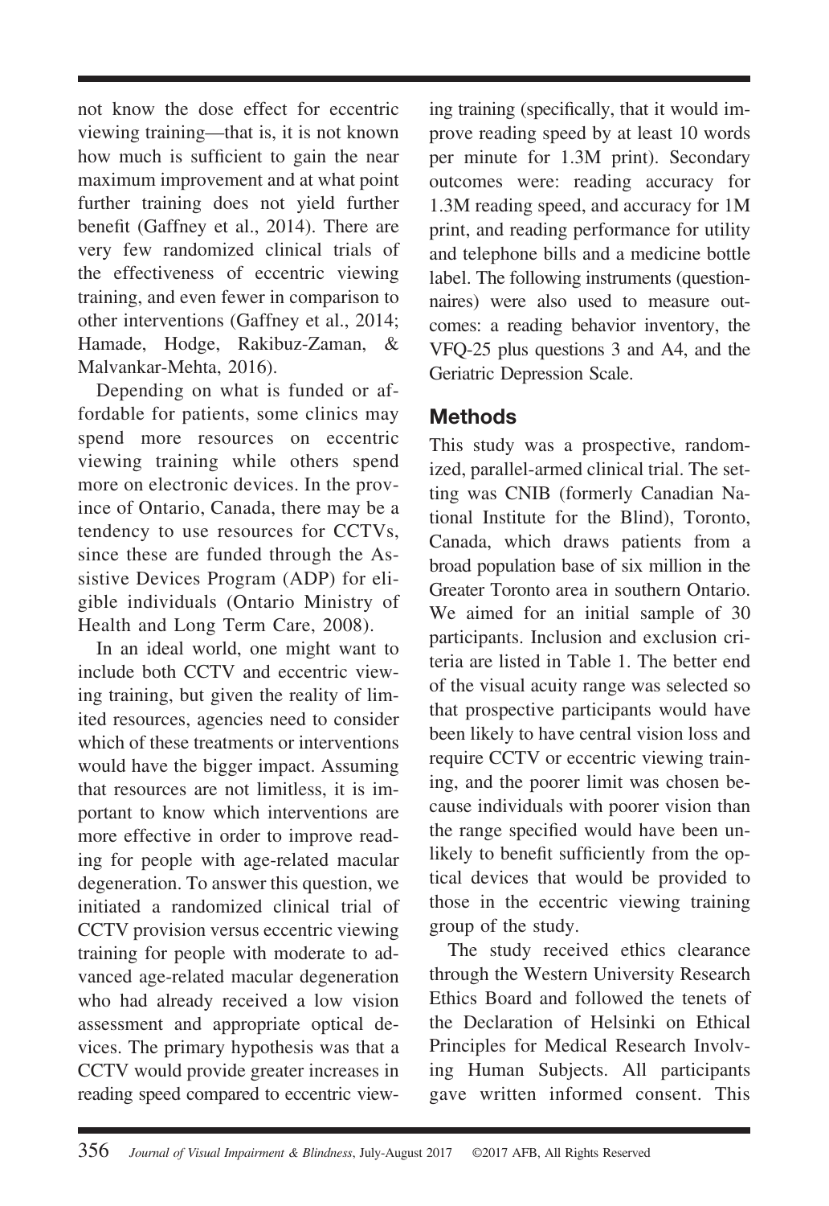not know the dose effect for eccentric viewing training—that is, it is not known how much is sufficient to gain the near maximum improvement and at what point further training does not yield further benefit (Gaffney et al., 2014). There are very few randomized clinical trials of the effectiveness of eccentric viewing training, and even fewer in comparison to other interventions (Gaffney et al., 2014; Hamade, Hodge, Rakibuz-Zaman, & Malvankar-Mehta, 2016).

Depending on what is funded or affordable for patients, some clinics may spend more resources on eccentric viewing training while others spend more on electronic devices. In the province of Ontario, Canada, there may be a tendency to use resources for CCTVs, since these are funded through the Assistive Devices Program (ADP) for eligible individuals (Ontario Ministry of Health and Long Term Care, 2008).

In an ideal world, one might want to include both CCTV and eccentric viewing training, but given the reality of limited resources, agencies need to consider which of these treatments or interventions would have the bigger impact. Assuming that resources are not limitless, it is important to know which interventions are more effective in order to improve reading for people with age-related macular degeneration. To answer this question, we initiated a randomized clinical trial of CCTV provision versus eccentric viewing training for people with moderate to advanced age-related macular degeneration who had already received a low vision assessment and appropriate optical devices. The primary hypothesis was that a CCTV would provide greater increases in reading speed compared to eccentric viewing training (specifically, that it would improve reading speed by at least 10 words per minute for 1.3M print). Secondary outcomes were: reading accuracy for 1.3M reading speed, and accuracy for 1M print, and reading performance for utility and telephone bills and a medicine bottle label. The following instruments (questionnaires) were also used to measure outcomes: a reading behavior inventory, the VFQ-25 plus questions 3 and A4, and the Geriatric Depression Scale.

## Methods

This study was a prospective, randomized, parallel-armed clinical trial. The setting was CNIB (formerly Canadian National Institute for the Blind), Toronto, Canada, which draws patients from a broad population base of six million in the Greater Toronto area in southern Ontario. We aimed for an initial sample of 30 participants. Inclusion and exclusion criteria are listed in Table 1. The better end of the visual acuity range was selected so that prospective participants would have been likely to have central vision loss and require CCTV or eccentric viewing training, and the poorer limit was chosen because individuals with poorer vision than the range specified would have been unlikely to benefit sufficiently from the optical devices that would be provided to those in the eccentric viewing training group of the study.

The study received ethics clearance through the Western University Research Ethics Board and followed the tenets of the Declaration of Helsinki on Ethical Principles for Medical Research Involving Human Subjects. All participants gave written informed consent. This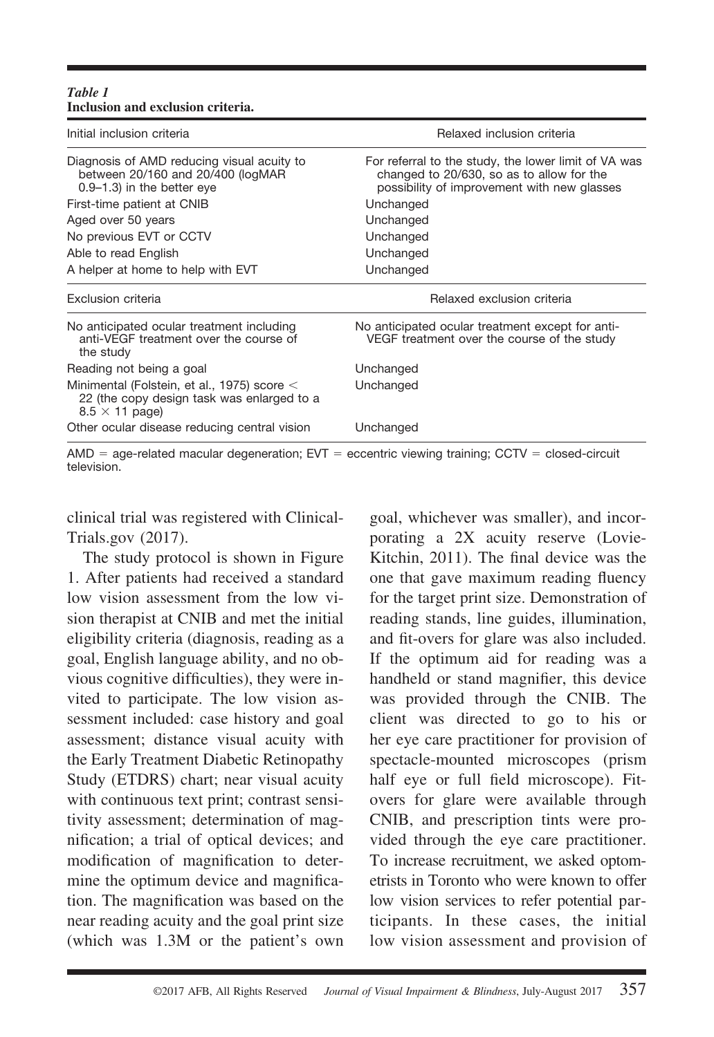*Table 1*
**Inclusion and exclusion criteria.**

| Initial inclusion criteria | Relaxed inclusion criteria |
|---|---|
| Diagnosis of AMD reducing visual acuity to between 20/160 and 20/400 (logMAR 0.9–1.3) in the better eye | For referral to the study, the lower limit of VA was changed to 20/630, so as to allow for the possibility of improvement with new glasses |
| First-time patient at CNIB | Unchanged |
| Aged over 50 years | Unchanged |
| No previous EVT or CCTV | Unchanged |
| Able to read English | Unchanged |
| A helper at home to help with EVT | Unchanged |
| **Exclusion criteria** | **Relaxed exclusion criteria** |
| No anticipated ocular treatment including anti-VEGF treatment over the course of the study | No anticipated ocular treatment except for anti-VEGF treatment over the course of the study |
| Reading not being a goal | Unchanged |
| Minimental (Folstein, et al., 1975) score < 22 (the copy design task was enlarged to a 8.5 × 11 page) | Unchanged |
| Other ocular disease reducing central vision | Unchanged |

AMD = age-related macular degeneration; EVT = eccentric viewing training; CCTV = closed-circuit television.

clinical trial was registered with ClinicalTrials.gov (2017).

The study protocol is shown in Figure 1. After patients had received a standard low vision assessment from the low vision therapist at CNIB and met the initial eligibility criteria (diagnosis, reading as a goal, English language ability, and no obvious cognitive difficulties), they were invited to participate. The low vision assessment included: case history and goal assessment; distance visual acuity with the Early Treatment Diabetic Retinopathy Study (ETDRS) chart; near visual acuity with continuous text print; contrast sensitivity assessment; determination of magnification; a trial of optical devices; and modification of magnification to determine the optimum device and magnification. The magnification was based on the near reading acuity and the goal print size (which was 1.3M or the patient's own goal, whichever was smaller), and incorporating a 2X acuity reserve (Lovie-Kitchin, 2011). The final device was the one that gave maximum reading fluency for the target print size. Demonstration of reading stands, line guides, illumination, and fit-overs for glare was also included. If the optimum aid for reading was a handheld or stand magnifier, this device was provided through the CNIB. The client was directed to go to his or her eye care practitioner for provision of spectacle-mounted microscopes (prism half eye or full field microscope). Fit-overs for glare were available through CNIB, and prescription tints were provided through the eye care practitioner. To increase recruitment, we asked optometrists in Toronto who were known to offer low vision services to refer potential participants. In these cases, the initial low vision assessment and provision of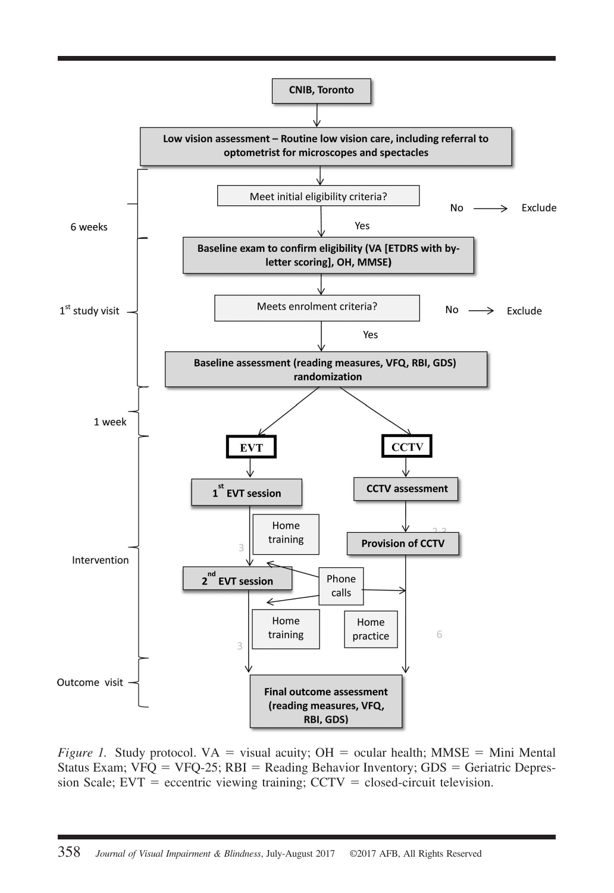CNIB, Toronto

Low vision assessment – Routine low vision care, including referral to optometrist for microscopes and spectacles

**6 weeks**

Meet initial eligibility criteria? — No → Exclude

Yes

**1st study visit**

Baseline exam to confirm eligibility (VA [ETDRS with by-letter scoring], OH, MMSE)

Meets enrolment criteria? — No → Exclude

Yes

Baseline assessment (reading measures, VFQ, RBI, GDS) randomization

**1 week**

**Intervention**

| EVT | CCTV |
| --- | --- |
| 1st EVT session | CCTV assessment |
| Home training (3) | Provision of CCTV (2-3) |
| 2nd EVT session | Phone calls |
| Home training (3) | Home practice (6) |

**Outcome visit**

Final outcome assessment (reading measures, VFQ, RBI, GDS)

*Figure 1.* Study protocol. VA = visual acuity; OH = ocular health; MMSE = Mini Mental Status Exam; VFQ = VFQ-25; RBI = Reading Behavior Inventory; GDS = Geriatric Depression Scale; EVT = eccentric viewing training; CCTV = closed-circuit television.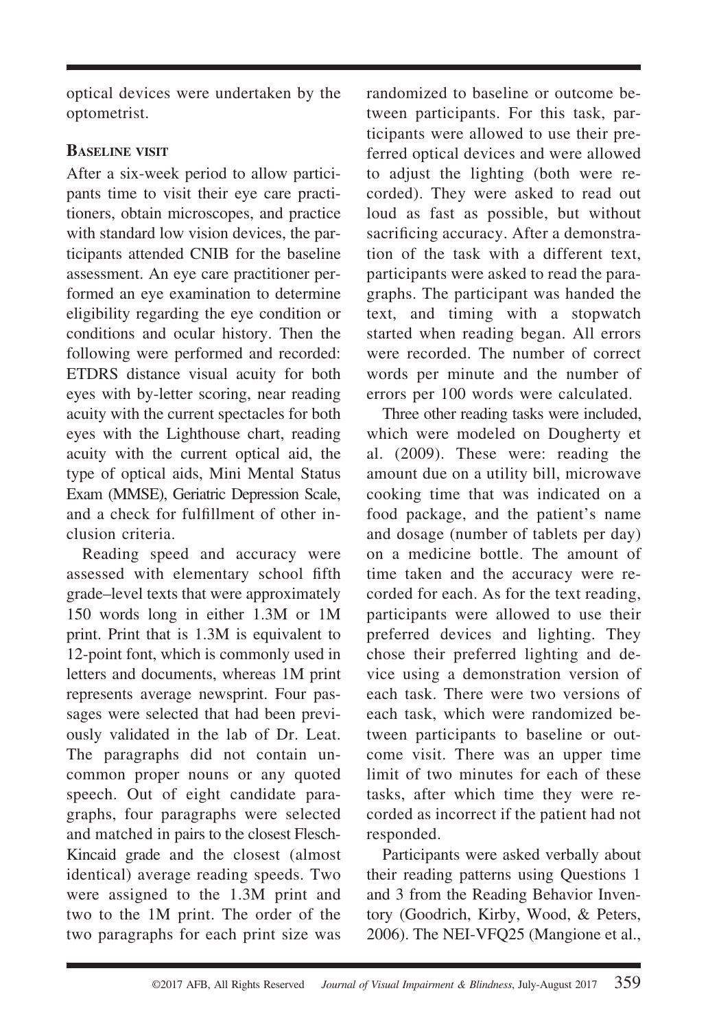optical devices were undertaken by the optometrist.

### Baseline visit

After a six-week period to allow participants time to visit their eye care practitioners, obtain microscopes, and practice with standard low vision devices, the participants attended CNIB for the baseline assessment. An eye care practitioner performed an eye examination to determine eligibility regarding the eye condition or conditions and ocular history. Then the following were performed and recorded: ETDRS distance visual acuity for both eyes with by-letter scoring, near reading acuity with the current spectacles for both eyes with the Lighthouse chart, reading acuity with the current optical aid, the type of optical aids, Mini Mental Status Exam (MMSE), Geriatric Depression Scale, and a check for fulfillment of other inclusion criteria.

Reading speed and accuracy were assessed with elementary school fifth grade–level texts that were approximately 150 words long in either 1.3M or 1M print. Print that is 1.3M is equivalent to 12-point font, which is commonly used in letters and documents, whereas 1M print represents average newsprint. Four passages were selected that had been previously validated in the lab of Dr. Leat. The paragraphs did not contain uncommon proper nouns or any quoted speech. Out of eight candidate paragraphs, four paragraphs were selected and matched in pairs to the closest Flesch-Kincaid grade and the closest (almost identical) average reading speeds. Two were assigned to the 1.3M print and two to the 1M print. The order of the two paragraphs for each print size was randomized to baseline or outcome between participants. For this task, participants were allowed to use their preferred optical devices and were allowed to adjust the lighting (both were recorded). They were asked to read out loud as fast as possible, but without sacrificing accuracy. After a demonstration of the task with a different text, participants were asked to read the paragraphs. The participant was handed the text, and timing with a stopwatch started when reading began. All errors were recorded. The number of correct words per minute and the number of errors per 100 words were calculated.

Three other reading tasks were included, which were modeled on Dougherty et al. (2009). These were: reading the amount due on a utility bill, microwave cooking time that was indicated on a food package, and the patient's name and dosage (number of tablets per day) on a medicine bottle. The amount of time taken and the accuracy were recorded for each. As for the text reading, participants were allowed to use their preferred devices and lighting. They chose their preferred lighting and device using a demonstration version of each task. There were two versions of each task, which were randomized between participants to baseline or outcome visit. There was an upper time limit of two minutes for each of these tasks, after which time they were recorded as incorrect if the patient had not responded.

Participants were asked verbally about their reading patterns using Questions 1 and 3 from the Reading Behavior Inventory (Goodrich, Kirby, Wood, & Peters, 2006). The NEI-VFQ25 (Mangione et al.,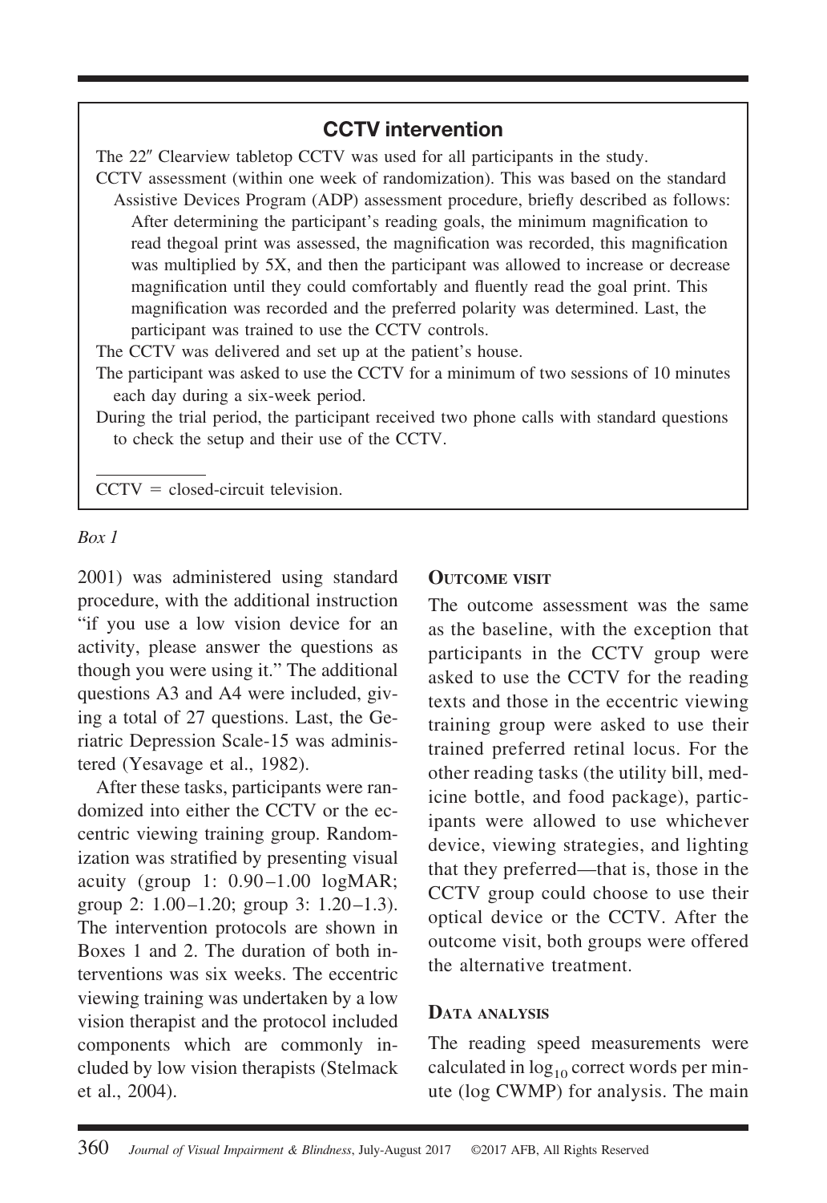## CCTV intervention

The 22″ Clearview tabletop CCTV was used for all participants in the study.

CCTV assessment (within one week of randomization). This was based on the standard Assistive Devices Program (ADP) assessment procedure, briefly described as follows: After determining the participant's reading goals, the minimum magnification to read thegoal print was assessed, the magnification was recorded, this magnification was multiplied by 5X, and then the participant was allowed to increase or decrease magnification until they could comfortably and fluently read the goal print. This magnification was recorded and the preferred polarity was determined. Last, the participant was trained to use the CCTV controls.

The CCTV was delivered and set up at the patient's house.

The participant was asked to use the CCTV for a minimum of two sessions of 10 minutes each day during a six-week period.

During the trial period, the participant received two phone calls with standard questions to check the setup and their use of the CCTV.

CCTV = closed-circuit television.

*Box 1*

2001) was administered using standard procedure, with the additional instruction "if you use a low vision device for an activity, please answer the questions as though you were using it." The additional questions A3 and A4 were included, giving a total of 27 questions. Last, the Geriatric Depression Scale-15 was administered (Yesavage et al., 1982).

After these tasks, participants were randomized into either the CCTV or the eccentric viewing training group. Randomization was stratified by presenting visual acuity (group 1: 0.90–1.00 logMAR; group 2: 1.00–1.20; group 3: 1.20–1.3). The intervention protocols are shown in Boxes 1 and 2. The duration of both interventions was six weeks. The eccentric viewing training was undertaken by a low vision therapist and the protocol included components which are commonly included by low vision therapists (Stelmack et al., 2004).

### Outcome visit

The outcome assessment was the same as the baseline, with the exception that participants in the CCTV group were asked to use the CCTV for the reading texts and those in the eccentric viewing training group were asked to use their trained preferred retinal locus. For the other reading tasks (the utility bill, medicine bottle, and food package), participants were allowed to use whichever device, viewing strategies, and lighting that they preferred—that is, those in the CCTV group could choose to use their optical device or the CCTV. After the outcome visit, both groups were offered the alternative treatment.

### Data analysis

The reading speed measurements were calculated in $\log_{10}$ correct words per minute (log CWMP) for analysis. The main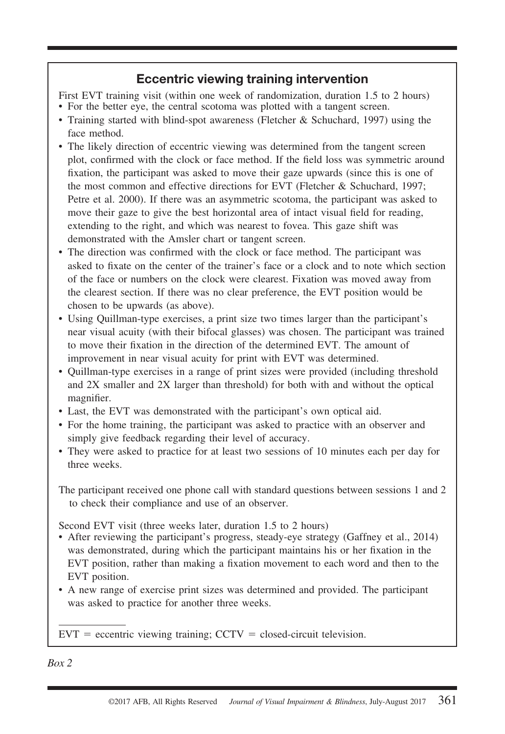## Eccentric viewing training intervention

First EVT training visit (within one week of randomization, duration 1.5 to 2 hours)

- For the better eye, the central scotoma was plotted with a tangent screen.
- Training started with blind-spot awareness (Fletcher & Schuchard, 1997) using the face method.
- The likely direction of eccentric viewing was determined from the tangent screen plot, confirmed with the clock or face method. If the field loss was symmetric around fixation, the participant was asked to move their gaze upwards (since this is one of the most common and effective directions for EVT (Fletcher & Schuchard, 1997; Petre et al. 2000). If there was an asymmetric scotoma, the participant was asked to move their gaze to give the best horizontal area of intact visual field for reading, extending to the right, and which was nearest to fovea. This gaze shift was demonstrated with the Amsler chart or tangent screen.
- The direction was confirmed with the clock or face method. The participant was asked to fixate on the center of the trainer's face or a clock and to note which section of the face or numbers on the clock were clearest. Fixation was moved away from the clearest section. If there was no clear preference, the EVT position would be chosen to be upwards (as above).
- Using Quillman-type exercises, a print size two times larger than the participant's near visual acuity (with their bifocal glasses) was chosen. The participant was trained to move their fixation in the direction of the determined EVT. The amount of improvement in near visual acuity for print with EVT was determined.
- Quillman-type exercises in a range of print sizes were provided (including threshold and 2X smaller and 2X larger than threshold) for both with and without the optical magnifier.
- Last, the EVT was demonstrated with the participant's own optical aid.
- For the home training, the participant was asked to practice with an observer and simply give feedback regarding their level of accuracy.
- They were asked to practice for at least two sessions of 10 minutes each per day for three weeks.

The participant received one phone call with standard questions between sessions 1 and 2 to check their compliance and use of an observer.

Second EVT visit (three weeks later, duration 1.5 to 2 hours)

- After reviewing the participant's progress, steady-eye strategy (Gaffney et al., 2014) was demonstrated, during which the participant maintains his or her fixation in the EVT position, rather than making a fixation movement to each word and then to the EVT position.
- A new range of exercise print sizes was determined and provided. The participant was asked to practice for another three weeks.

EVT = eccentric viewing training; CCTV = closed-circuit television.

*Box 2*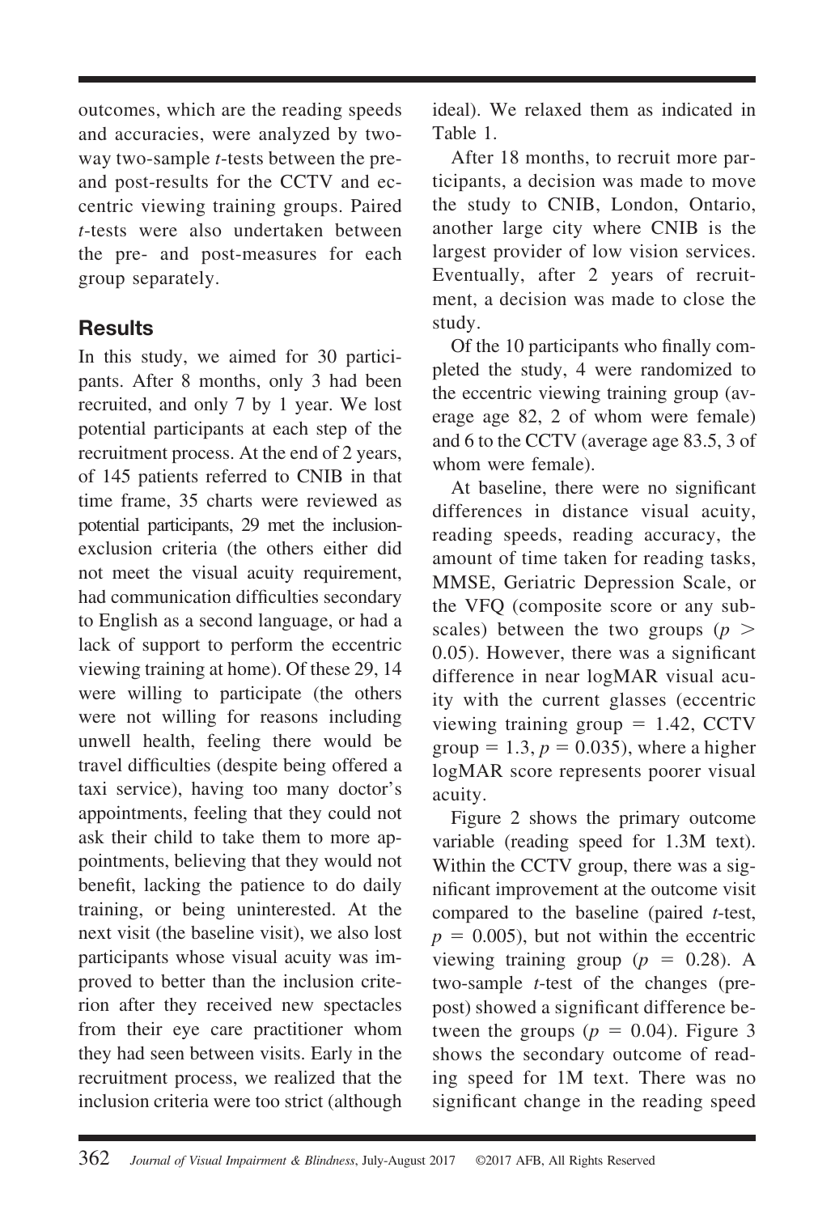outcomes, which are the reading speeds and accuracies, were analyzed by two-way two-sample *t*-tests between the pre- and post-results for the CCTV and eccentric viewing training groups. Paired *t*-tests were also undertaken between the pre- and post-measures for each group separately.

## Results

In this study, we aimed for 30 participants. After 8 months, only 3 had been recruited, and only 7 by 1 year. We lost potential participants at each step of the recruitment process. At the end of 2 years, of 145 patients referred to CNIB in that time frame, 35 charts were reviewed as potential participants, 29 met the inclusion-exclusion criteria (the others either did not meet the visual acuity requirement, had communication difficulties secondary to English as a second language, or had a lack of support to perform the eccentric viewing training at home). Of these 29, 14 were willing to participate (the others were not willing for reasons including unwell health, feeling there would be travel difficulties (despite being offered a taxi service), having too many doctor's appointments, feeling that they could not ask their child to take them to more appointments, believing that they would not benefit, lacking the patience to do daily training, or being uninterested. At the next visit (the baseline visit), we also lost participants whose visual acuity was improved to better than the inclusion criterion after they received new spectacles from their eye care practitioner whom they had seen between visits. Early in the recruitment process, we realized that the inclusion criteria were too strict (although ideal). We relaxed them as indicated in Table 1.

After 18 months, to recruit more participants, a decision was made to move the study to CNIB, London, Ontario, another large city where CNIB is the largest provider of low vision services. Eventually, after 2 years of recruitment, a decision was made to close the study.

Of the 10 participants who finally completed the study, 4 were randomized to the eccentric viewing training group (average age 82, 2 of whom were female) and 6 to the CCTV (average age 83.5, 3 of whom were female).

At baseline, there were no significant differences in distance visual acuity, reading speeds, reading accuracy, the amount of time taken for reading tasks, MMSE, Geriatric Depression Scale, or the VFQ (composite score or any subscales) between the two groups ($p > 0.05$). However, there was a significant difference in near logMAR visual acuity with the current glasses (eccentric viewing training group = 1.42, CCTV group = 1.3, $p = 0.035$), where a higher logMAR score represents poorer visual acuity.

Figure 2 shows the primary outcome variable (reading speed for 1.3M text). Within the CCTV group, there was a significant improvement at the outcome visit compared to the baseline (paired *t*-test, $p = 0.005$), but not within the eccentric viewing training group ($p = 0.28$). A two-sample *t*-test of the changes (pre-post) showed a significant difference between the groups ($p = 0.04$). Figure 3 shows the secondary outcome of reading speed for 1M text. There was no significant change in the reading speed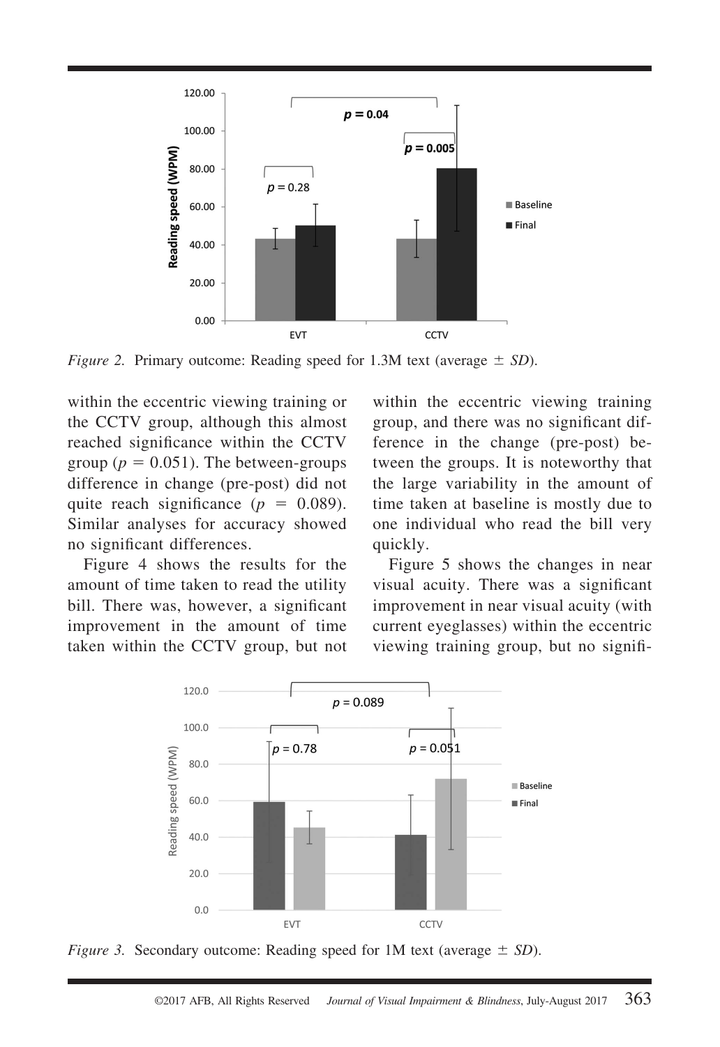Figure 2. Primary outcome: Reading speed for 1.3M text (average ± *SD*).

within the eccentric viewing training or the CCTV group, although this almost reached significance within the CCTV group ($p = 0.051$). The between-groups difference in change (pre-post) did not quite reach significance ($p = 0.089$). Similar analyses for accuracy showed no significant differences.

Figure 4 shows the results for the amount of time taken to read the utility bill. There was, however, a significant improvement in the amount of time taken within the CCTV group, but not within the eccentric viewing training group, and there was no significant difference in the change (pre-post) between the groups. It is noteworthy that the large variability in the amount of time taken at baseline is mostly due to one individual who read the bill very quickly.

Figure 5 shows the changes in near visual acuity. There was a significant improvement in near visual acuity (with current eyeglasses) within the eccentric viewing training group, but no signifi-

Figure 3. Secondary outcome: Reading speed for 1M text (average ± *SD*).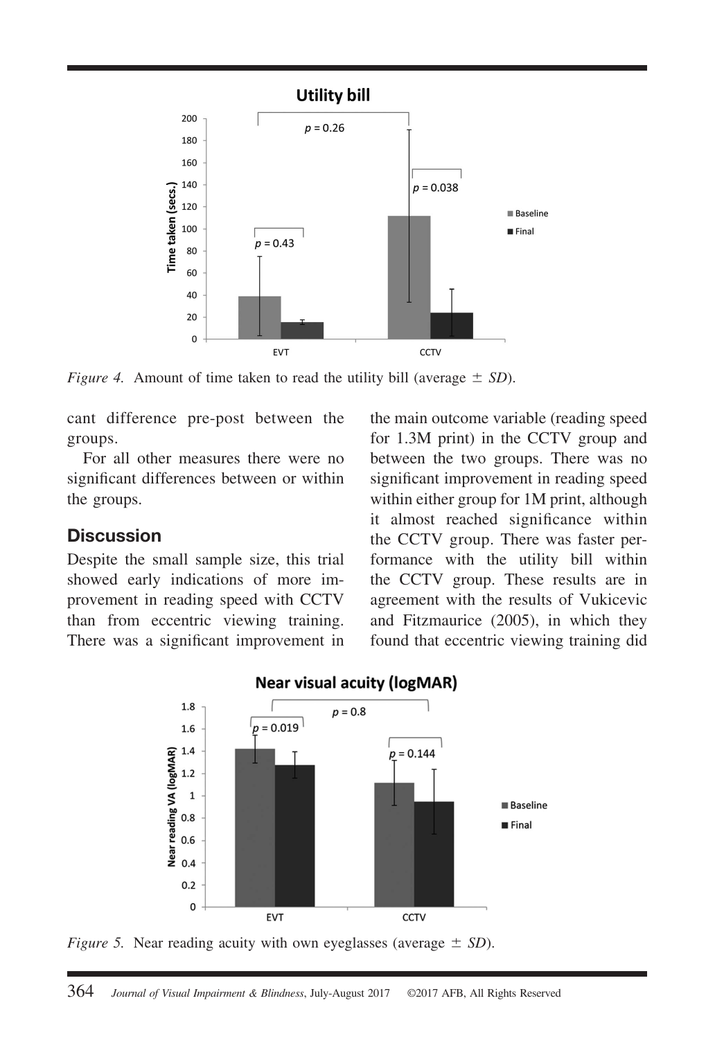Figure 4. Amount of time taken to read the utility bill (average ± *SD*).

cant difference pre-post between the groups.

For all other measures there were no significant differences between or within the groups.

## Discussion

Despite the small sample size, this trial showed early indications of more improvement in reading speed with CCTV than from eccentric viewing training. There was a significant improvement in the main outcome variable (reading speed for 1.3M print) in the CCTV group and between the two groups. There was no significant improvement in reading speed within either group for 1M print, although it almost reached significance within the CCTV group. There was faster performance with the utility bill within the CCTV group. These results are in agreement with the results of Vukicevic and Fitzmaurice (2005), in which they found that eccentric viewing training did

Figure 5. Near reading acuity with own eyeglasses (average ± *SD*).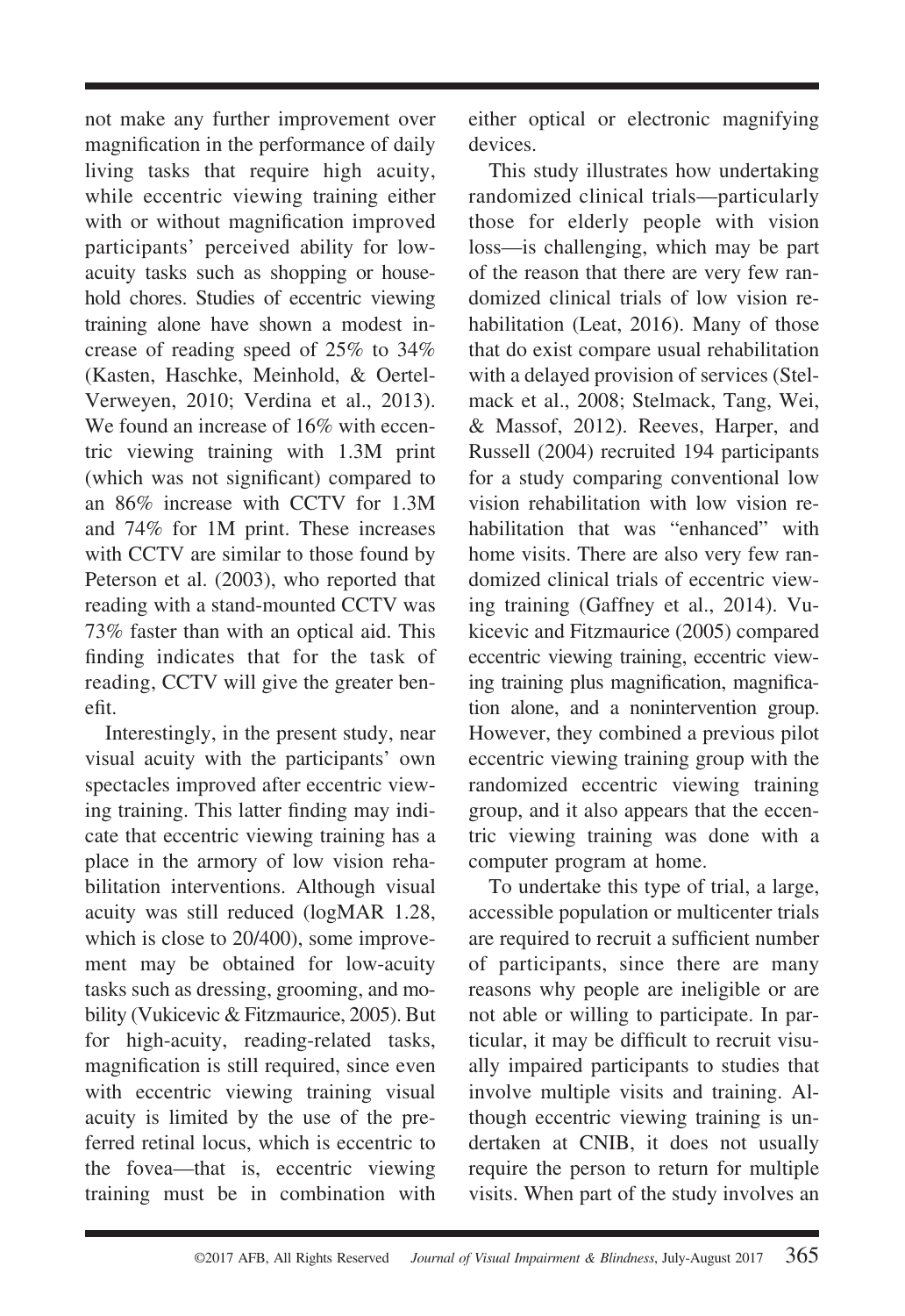not make any further improvement over magnification in the performance of daily living tasks that require high acuity, while eccentric viewing training either with or without magnification improved participants' perceived ability for low-acuity tasks such as shopping or household chores. Studies of eccentric viewing training alone have shown a modest increase of reading speed of 25% to 34% (Kasten, Haschke, Meinhold, & Oertel-Verweyen, 2010; Verdina et al., 2013). We found an increase of 16% with eccentric viewing training with 1.3M print (which was not significant) compared to an 86% increase with CCTV for 1.3M and 74% for 1M print. These increases with CCTV are similar to those found by Peterson et al. (2003), who reported that reading with a stand-mounted CCTV was 73% faster than with an optical aid. This finding indicates that for the task of reading, CCTV will give the greater benefit.

Interestingly, in the present study, near visual acuity with the participants' own spectacles improved after eccentric viewing training. This latter finding may indicate that eccentric viewing training has a place in the armory of low vision rehabilitation interventions. Although visual acuity was still reduced (logMAR 1.28, which is close to 20/400), some improvement may be obtained for low-acuity tasks such as dressing, grooming, and mobility (Vukicevic & Fitzmaurice, 2005). But for high-acuity, reading-related tasks, magnification is still required, since even with eccentric viewing training visual acuity is limited by the use of the preferred retinal locus, which is eccentric to the fovea—that is, eccentric viewing training must be in combination with either optical or electronic magnifying devices.

This study illustrates how undertaking randomized clinical trials—particularly those for elderly people with vision loss—is challenging, which may be part of the reason that there are very few randomized clinical trials of low vision rehabilitation (Leat, 2016). Many of those that do exist compare usual rehabilitation with a delayed provision of services (Stelmack et al., 2008; Stelmack, Tang, Wei, & Massof, 2012). Reeves, Harper, and Russell (2004) recruited 194 participants for a study comparing conventional low vision rehabilitation with low vision rehabilitation that was "enhanced" with home visits. There are also very few randomized clinical trials of eccentric viewing training (Gaffney et al., 2014). Vukicevic and Fitzmaurice (2005) compared eccentric viewing training, eccentric viewing training plus magnification, magnification alone, and a nonintervention group. However, they combined a previous pilot eccentric viewing training group with the randomized eccentric viewing training group, and it also appears that the eccentric viewing training was done with a computer program at home.

To undertake this type of trial, a large, accessible population or multicenter trials are required to recruit a sufficient number of participants, since there are many reasons why people are ineligible or are not able or willing to participate. In particular, it may be difficult to recruit visually impaired participants to studies that involve multiple visits and training. Although eccentric viewing training is undertaken at CNIB, it does not usually require the person to return for multiple visits. When part of the study involves an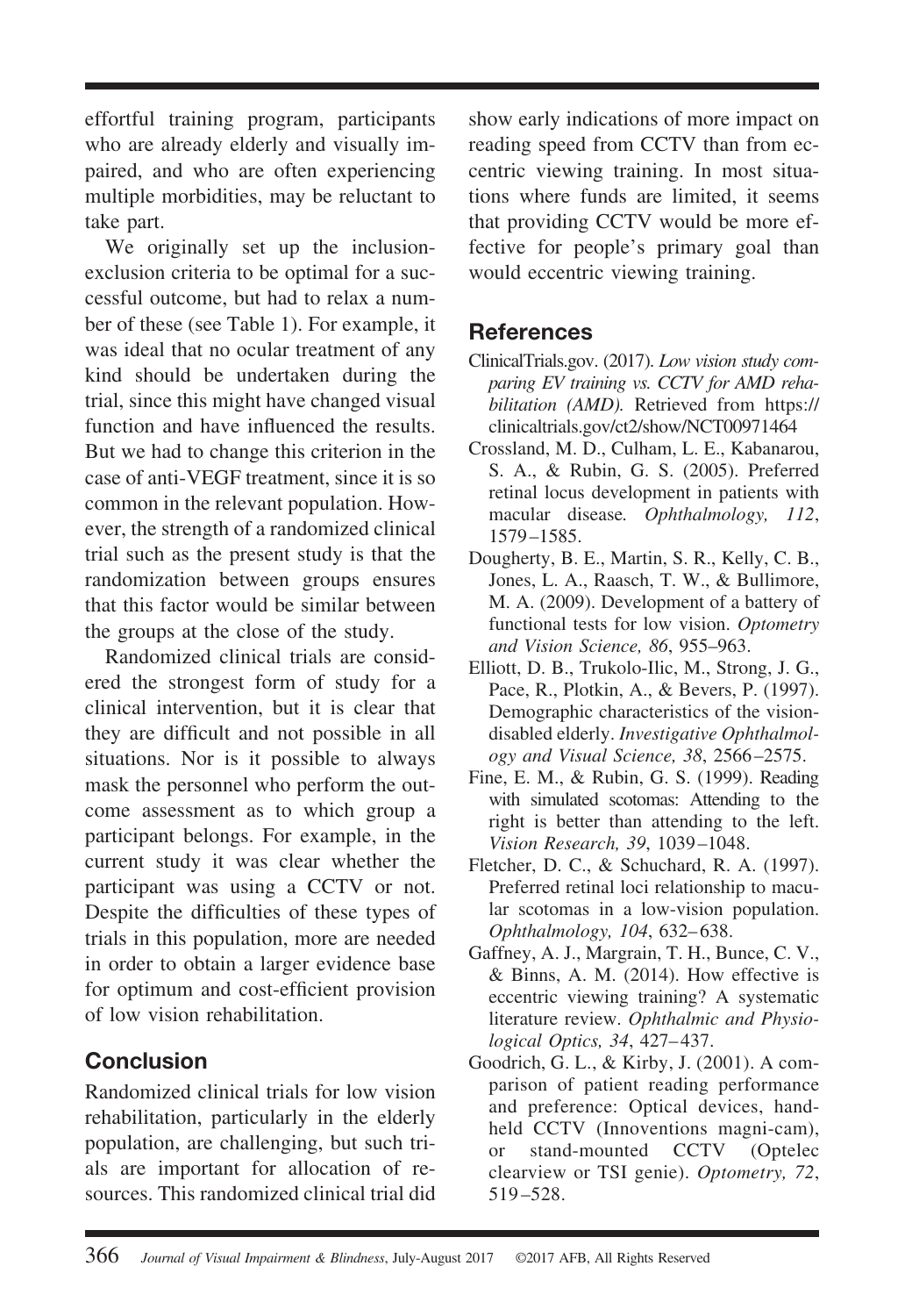effortful training program, participants who are already elderly and visually impaired, and who are often experiencing multiple morbidities, may be reluctant to take part.

We originally set up the inclusion-exclusion criteria to be optimal for a successful outcome, but had to relax a number of these (see Table 1). For example, it was ideal that no ocular treatment of any kind should be undertaken during the trial, since this might have changed visual function and have influenced the results. But we had to change this criterion in the case of anti-VEGF treatment, since it is so common in the relevant population. However, the strength of a randomized clinical trial such as the present study is that the randomization between groups ensures that this factor would be similar between the groups at the close of the study.

Randomized clinical trials are considered the strongest form of study for a clinical intervention, but it is clear that they are difficult and not possible in all situations. Nor is it possible to always mask the personnel who perform the outcome assessment as to which group a participant belongs. For example, in the current study it was clear whether the participant was using a CCTV or not. Despite the difficulties of these types of trials in this population, more are needed in order to obtain a larger evidence base for optimum and cost-efficient provision of low vision rehabilitation.

## Conclusion

Randomized clinical trials for low vision rehabilitation, particularly in the elderly population, are challenging, but such trials are important for allocation of resources. This randomized clinical trial did show early indications of more impact on reading speed from CCTV than from eccentric viewing training. In most situations where funds are limited, it seems that providing CCTV would be more effective for people's primary goal than would eccentric viewing training.

## References

ClinicalTrials.gov. (2017). *Low vision study comparing EV training vs. CCTV for AMD rehabilitation (AMD).* Retrieved from https://clinicaltrials.gov/ct2/show/NCT00971464

Crossland, M. D., Culham, L. E., Kabanarou, S. A., & Rubin, G. S. (2005). Preferred retinal locus development in patients with macular disease. *Ophthalmology, 112*, 1579–1585.

Dougherty, B. E., Martin, S. R., Kelly, C. B., Jones, L. A., Raasch, T. W., & Bullimore, M. A. (2009). Development of a battery of functional tests for low vision. *Optometry and Vision Science, 86*, 955–963.

Elliott, D. B., Trukolo-Ilic, M., Strong, J. G., Pace, R., Plotkin, A., & Bevers, P. (1997). Demographic characteristics of the vision-disabled elderly. *Investigative Ophthalmology and Visual Science, 38*, 2566–2575.

Fine, E. M., & Rubin, G. S. (1999). Reading with simulated scotomas: Attending to the right is better than attending to the left. *Vision Research, 39*, 1039–1048.

Fletcher, D. C., & Schuchard, R. A. (1997). Preferred retinal loci relationship to macular scotomas in a low-vision population. *Ophthalmology, 104*, 632–638.

Gaffney, A. J., Margrain, T. H., Bunce, C. V., & Binns, A. M. (2014). How effective is eccentric viewing training? A systematic literature review. *Ophthalmic and Physiological Optics, 34*, 427–437.

Goodrich, G. L., & Kirby, J. (2001). A comparison of patient reading performance and preference: Optical devices, handheld CCTV (Innoventions magni-cam), or stand-mounted CCTV (Optelec clearview or TSI genie). *Optometry, 72*, 519–528.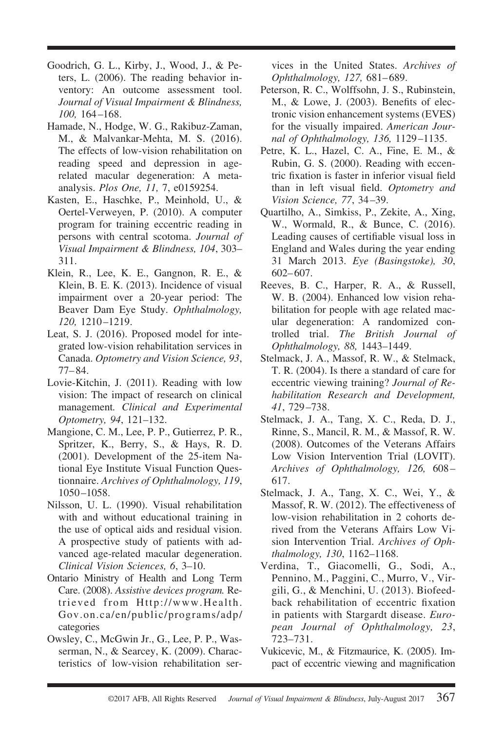Goodrich, G. L., Kirby, J., Wood, J., & Peters, L. (2006). The reading behavior inventory: An outcome assessment tool. *Journal of Visual Impairment & Blindness, 100,* 164–168.

Hamade, N., Hodge, W. G., Rakibuz-Zaman, M., & Malvankar-Mehta, M. S. (2016). The effects of low-vision rehabilitation on reading speed and depression in age-related macular degeneration: A meta-analysis. *Plos One, 11,* 7, e0159254.

Kasten, E., Haschke, P., Meinhold, U., & Oertel-Verweyen, P. (2010). A computer program for training eccentric reading in persons with central scotoma. *Journal of Visual Impairment & Blindness, 104*, 303–311.

Klein, R., Lee, K. E., Gangnon, R. E., & Klein, B. E. K. (2013). Incidence of visual impairment over a 20-year period: The Beaver Dam Eye Study. *Ophthalmology, 120,* 1210–1219.

Leat, S. J. (2016). Proposed model for integrated low-vision rehabilitation services in Canada. *Optometry and Vision Science, 93*, 77–84.

Lovie-Kitchin, J. (2011). Reading with low vision: The impact of research on clinical management. *Clinical and Experimental Optometry, 94*, 121–132.

Mangione, C. M., Lee, P. P., Gutierrez, P. R., Spritzer, K., Berry, S., & Hays, R. D. (2001). Development of the 25-item National Eye Institute Visual Function Questionnaire. *Archives of Ophthalmology, 119*, 1050–1058.

Nilsson, U. L. (1990). Visual rehabilitation with and without educational training in the use of optical aids and residual vision. A prospective study of patients with advanced age-related macular degeneration. *Clinical Vision Sciences, 6*, 3–10.

Ontario Ministry of Health and Long Term Care. (2008). *Assistive devices program.* Retrieved from Http://www.Health.Gov.on.ca/en/public/programs/adp/categories

Owsley, C., McGwin Jr., G., Lee, P. P., Wasserman, N., & Searcey, K. (2009). Characteristics of low-vision rehabilitation services in the United States. *Archives of Ophthalmology, 127,* 681–689.

Peterson, R. C., Wolffsohn, J. S., Rubinstein, M., & Lowe, J. (2003). Benefits of electronic vision enhancement systems (EVES) for the visually impaired. *American Journal of Ophthalmology, 136,* 1129–1135.

Petre, K. L., Hazel, C. A., Fine, E. M., & Rubin, G. S. (2000). Reading with eccentric fixation is faster in inferior visual field than in left visual field. *Optometry and Vision Science, 77*, 34–39.

Quartilho, A., Simkiss, P., Zekite, A., Xing, W., Wormald, R., & Bunce, C. (2016). Leading causes of certifiable visual loss in England and Wales during the year ending 31 March 2013. *Eye (Basingstoke), 30*, 602–607.

Reeves, B. C., Harper, R. A., & Russell, W. B. (2004). Enhanced low vision rehabilitation for people with age related macular degeneration: A randomized controlled trial. *The British Journal of Ophthalmology, 88,* 1443–1449.

Stelmack, J. A., Massof, R. W., & Stelmack, T. R. (2004). Is there a standard of care for eccentric viewing training? *Journal of Rehabilitation Research and Development, 41*, 729–738.

Stelmack, J. A., Tang, X. C., Reda, D. J., Rinne, S., Mancil, R. M., & Massof, R. W. (2008). Outcomes of the Veterans Affairs Low Vision Intervention Trial (LOVIT). *Archives of Ophthalmology, 126,* 608–617.

Stelmack, J. A., Tang, X. C., Wei, Y., & Massof, R. W. (2012). The effectiveness of low-vision rehabilitation in 2 cohorts derived from the Veterans Affairs Low Vision Intervention Trial. *Archives of Ophthalmology, 130*, 1162–1168.

Verdina, T., Giacomelli, G., Sodi, A., Pennino, M., Paggini, C., Murro, V., Virgili, G., & Menchini, U. (2013). Biofeedback rehabilitation of eccentric fixation in patients with Stargardt disease. *European Journal of Ophthalmology, 23*, 723–731.

Vukicevic, M., & Fitzmaurice, K. (2005). Impact of eccentric viewing and magnification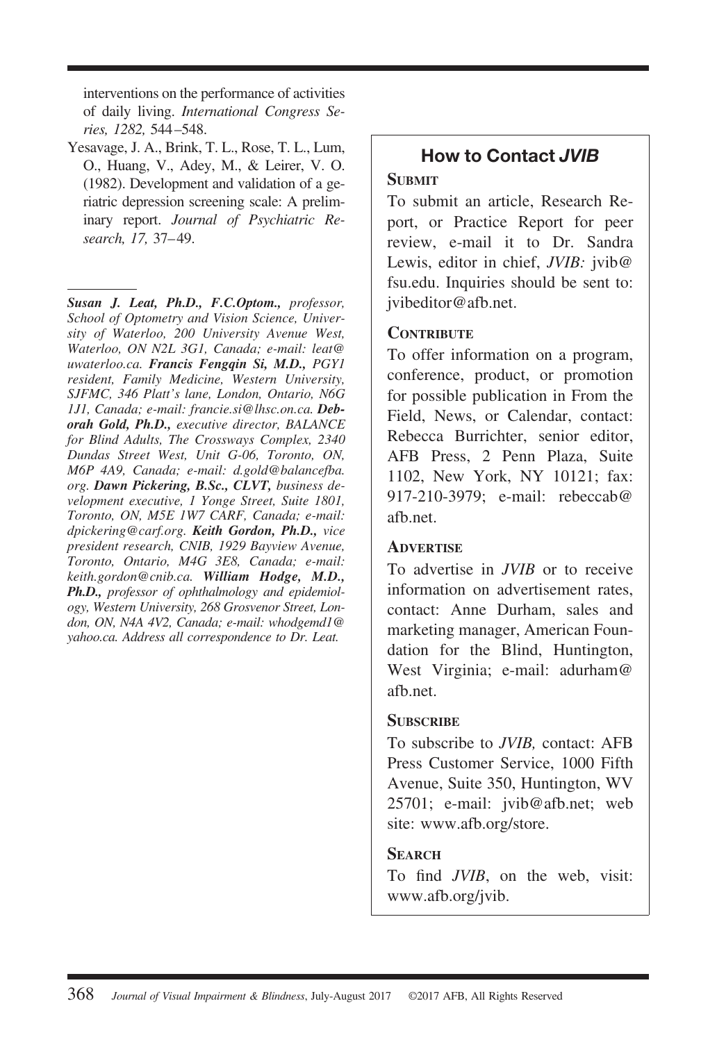interventions on the performance of activities of daily living. *International Congress Series, 1282,* 544–548.

Yesavage, J. A., Brink, T. L., Rose, T. L., Lum, O., Huang, V., Adey, M., & Leirer, V. O. (1982). Development and validation of a geriatric depression screening scale: A preliminary report. *Journal of Psychiatric Research, 17,* 37–49.

---

***Susan J. Leat, Ph.D., F.C.Optom.,*** *professor, School of Optometry and Vision Science, University of Waterloo, 200 University Avenue West, Waterloo, ON N2L 3G1, Canada; e-mail: leat@uwaterloo.ca.* ***Francis Fengqin Si, M.D.,*** *PGY1 resident, Family Medicine, Western University, SJFMC, 346 Platt's lane, London, Ontario, N6G 1J1, Canada; e-mail: francie.si@lhsc.on.ca.* ***Deborah Gold, Ph.D.,*** *executive director, BALANCE for Blind Adults, The Crossways Complex, 2340 Dundas Street West, Unit G-06, Toronto, ON, M6P 4A9, Canada; e-mail: d.gold@balancefba.org.* ***Dawn Pickering, B.Sc., CLVT,*** *business development executive, 1 Yonge Street, Suite 1801, Toronto, ON, M5E 1W7 CARF, Canada; e-mail: dpickering@carf.org.* ***Keith Gordon, Ph.D.,*** *vice president research, CNIB, 1929 Bayview Avenue, Toronto, Ontario, M4G 3E8, Canada; e-mail: keith.gordon@cnib.ca.* ***William Hodge, M.D., Ph.D.,*** *professor of ophthalmology and epidemiology, Western University, 268 Grosvenor Street, London, ON, N4A 4V2, Canada; e-mail: whodgemd1@yahoo.ca. Address all correspondence to Dr. Leat.*

## How to Contact *JVIB*

### Submit

To submit an article, Research Report, or Practice Report for peer review, e-mail it to Dr. Sandra Lewis, editor in chief, *JVIB:* jvib@fsu.edu. Inquiries should be sent to: jvibeditor@afb.net.

### Contribute

To offer information on a program, conference, product, or promotion for possible publication in From the Field, News, or Calendar, contact: Rebecca Burrichter, senior editor, AFB Press, 2 Penn Plaza, Suite 1102, New York, NY 10121; fax: 917-210-3979; e-mail: rebeccab@afb.net.

### Advertise

To advertise in *JVIB* or to receive information on advertisement rates, contact: Anne Durham, sales and marketing manager, American Foundation for the Blind, Huntington, West Virginia; e-mail: adurham@afb.net.

### Subscribe

To subscribe to *JVIB,* contact: AFB Press Customer Service, 1000 Fifth Avenue, Suite 350, Huntington, WV 25701; e-mail: jvib@afb.net; web site: www.afb.org/store.

### Search

To find *JVIB*, on the web, visit: www.afb.org/jvib.